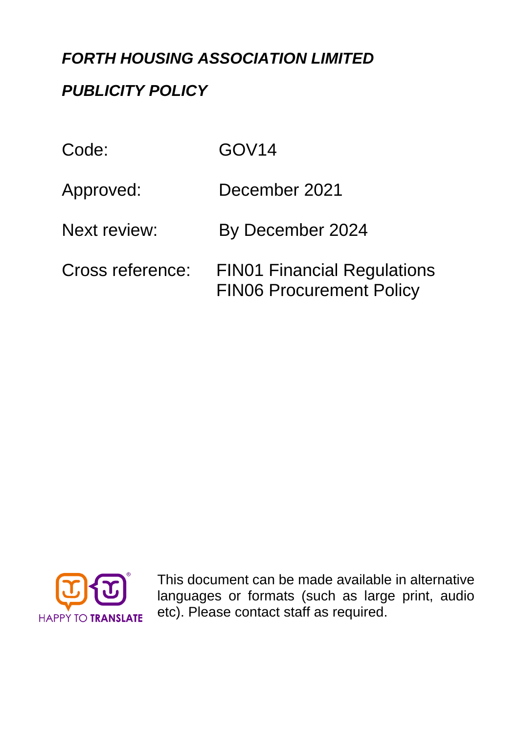# *FORTH HOUSING ASSOCIATION LIMITED*

## *PUBLICITY POLICY*

| | |
|---|---|
| Code: | GOV14 |
| Approved: | December 2021 |
| Next review: | By December 2024 |
| Cross reference: | FIN01 Financial Regulations<br>FIN06 Procurement Policy |

HAPPY TO TRANSLATE

This document can be made available in alternative languages or formats (such as large print, audio etc). Please contact staff as required.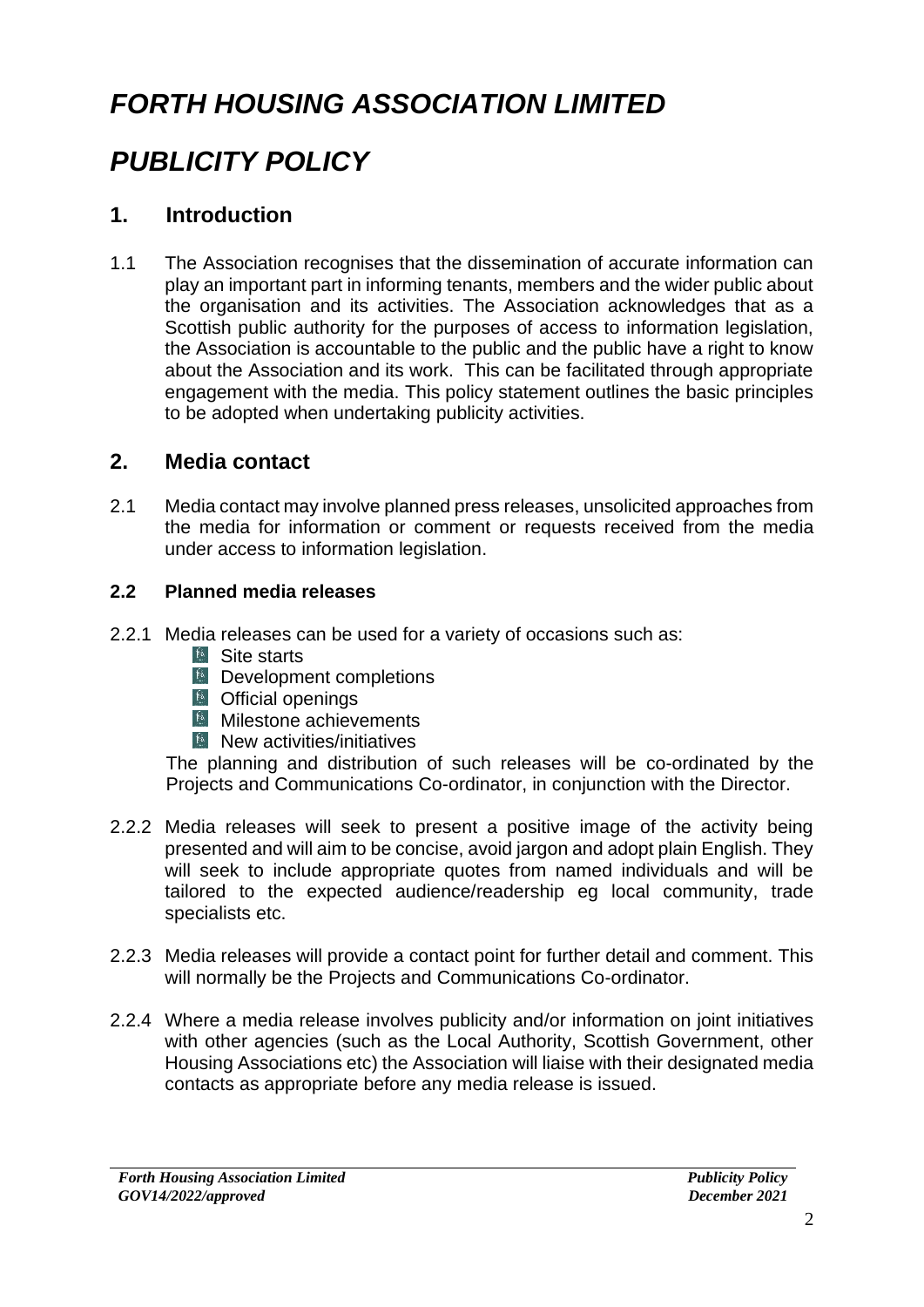# *FORTH HOUSING ASSOCIATION LIMITED*

# *PUBLICITY POLICY*

## 1. Introduction

1.1 The Association recognises that the dissemination of accurate information can play an important part in informing tenants, members and the wider public about the organisation and its activities. The Association acknowledges that as a Scottish public authority for the purposes of access to information legislation, the Association is accountable to the public and the public have a right to know about the Association and its work. This can be facilitated through appropriate engagement with the media. This policy statement outlines the basic principles to be adopted when undertaking publicity activities.

## 2. Media contact

2.1 Media contact may involve planned press releases, unsolicited approaches from the media for information or comment or requests received from the media under access to information legislation.

### 2.2 Planned media releases

2.2.1 Media releases can be used for a variety of occasions such as:

- Site starts
- Development completions
- Official openings
- Milestone achievements
- New activities/initiatives

The planning and distribution of such releases will be co-ordinated by the Projects and Communications Co-ordinator, in conjunction with the Director.

2.2.2 Media releases will seek to present a positive image of the activity being presented and will aim to be concise, avoid jargon and adopt plain English. They will seek to include appropriate quotes from named individuals and will be tailored to the expected audience/readership eg local community, trade specialists etc.

2.2.3 Media releases will provide a contact point for further detail and comment. This will normally be the Projects and Communications Co-ordinator.

2.2.4 Where a media release involves publicity and/or information on joint initiatives with other agencies (such as the Local Authority, Scottish Government, other Housing Associations etc) the Association will liaise with their designated media contacts as appropriate before any media release is issued.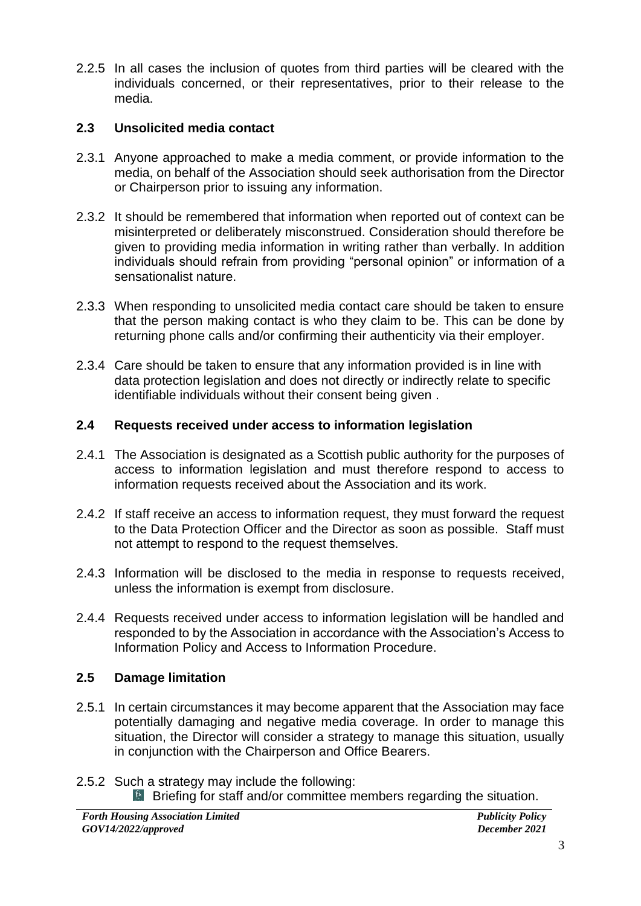2.2.5 In all cases the inclusion of quotes from third parties will be cleared with the individuals concerned, or their representatives, prior to their release to the media.

## 2.3 Unsolicited media contact

2.3.1 Anyone approached to make a media comment, or provide information to the media, on behalf of the Association should seek authorisation from the Director or Chairperson prior to issuing any information.

2.3.2 It should be remembered that information when reported out of context can be misinterpreted or deliberately misconstrued. Consideration should therefore be given to providing media information in writing rather than verbally. In addition individuals should refrain from providing "personal opinion" or information of a sensationalist nature.

2.3.3 When responding to unsolicited media contact care should be taken to ensure that the person making contact is who they claim to be. This can be done by returning phone calls and/or confirming their authenticity via their employer.

2.3.4 Care should be taken to ensure that any information provided is in line with data protection legislation and does not directly or indirectly relate to specific identifiable individuals without their consent being given .

## 2.4 Requests received under access to information legislation

2.4.1 The Association is designated as a Scottish public authority for the purposes of access to information legislation and must therefore respond to access to information requests received about the Association and its work.

2.4.2 If staff receive an access to information request, they must forward the request to the Data Protection Officer and the Director as soon as possible. Staff must not attempt to respond to the request themselves.

2.4.3 Information will be disclosed to the media in response to requests received, unless the information is exempt from disclosure.

2.4.4 Requests received under access to information legislation will be handled and responded to by the Association in accordance with the Association's Access to Information Policy and Access to Information Procedure.

## 2.5 Damage limitation

2.5.1 In certain circumstances it may become apparent that the Association may face potentially damaging and negative media coverage. In order to manage this situation, the Director will consider a strategy to manage this situation, usually in conjunction with the Chairperson and Office Bearers.

2.5.2 Such a strategy may include the following:

- Briefing for staff and/or committee members regarding the situation.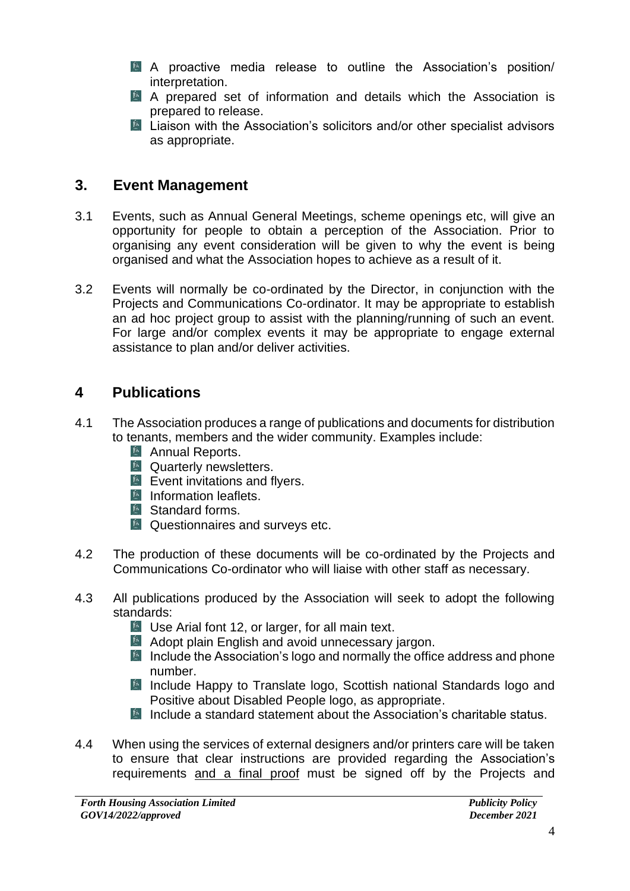- A proactive media release to outline the Association's position/ interpretation.
- A prepared set of information and details which the Association is prepared to release.
- Liaison with the Association's solicitors and/or other specialist advisors as appropriate.

## 3. Event Management

3.1 Events, such as Annual General Meetings, scheme openings etc, will give an opportunity for people to obtain a perception of the Association. Prior to organising any event consideration will be given to why the event is being organised and what the Association hopes to achieve as a result of it.

3.2 Events will normally be co-ordinated by the Director, in conjunction with the Projects and Communications Co-ordinator. It may be appropriate to establish an ad hoc project group to assist with the planning/running of such an event. For large and/or complex events it may be appropriate to engage external assistance to plan and/or deliver activities.

## 4 Publications

4.1 The Association produces a range of publications and documents for distribution to tenants, members and the wider community. Examples include:

- Annual Reports.
- Quarterly newsletters.
- Event invitations and flyers.
- Information leaflets.
- Standard forms.
- Questionnaires and surveys etc.

4.2 The production of these documents will be co-ordinated by the Projects and Communications Co-ordinator who will liaise with other staff as necessary.

4.3 All publications produced by the Association will seek to adopt the following standards:

- Use Arial font 12, or larger, for all main text.
- Adopt plain English and avoid unnecessary jargon.
- Include the Association's logo and normally the office address and phone number.
- Include Happy to Translate logo, Scottish national Standards logo and Positive about Disabled People logo, as appropriate.
- Include a standard statement about the Association's charitable status.

4.4 When using the services of external designers and/or printers care will be taken to ensure that clear instructions are provided regarding the Association's requirements <u>and a final proof</u> must be signed off by the Projects and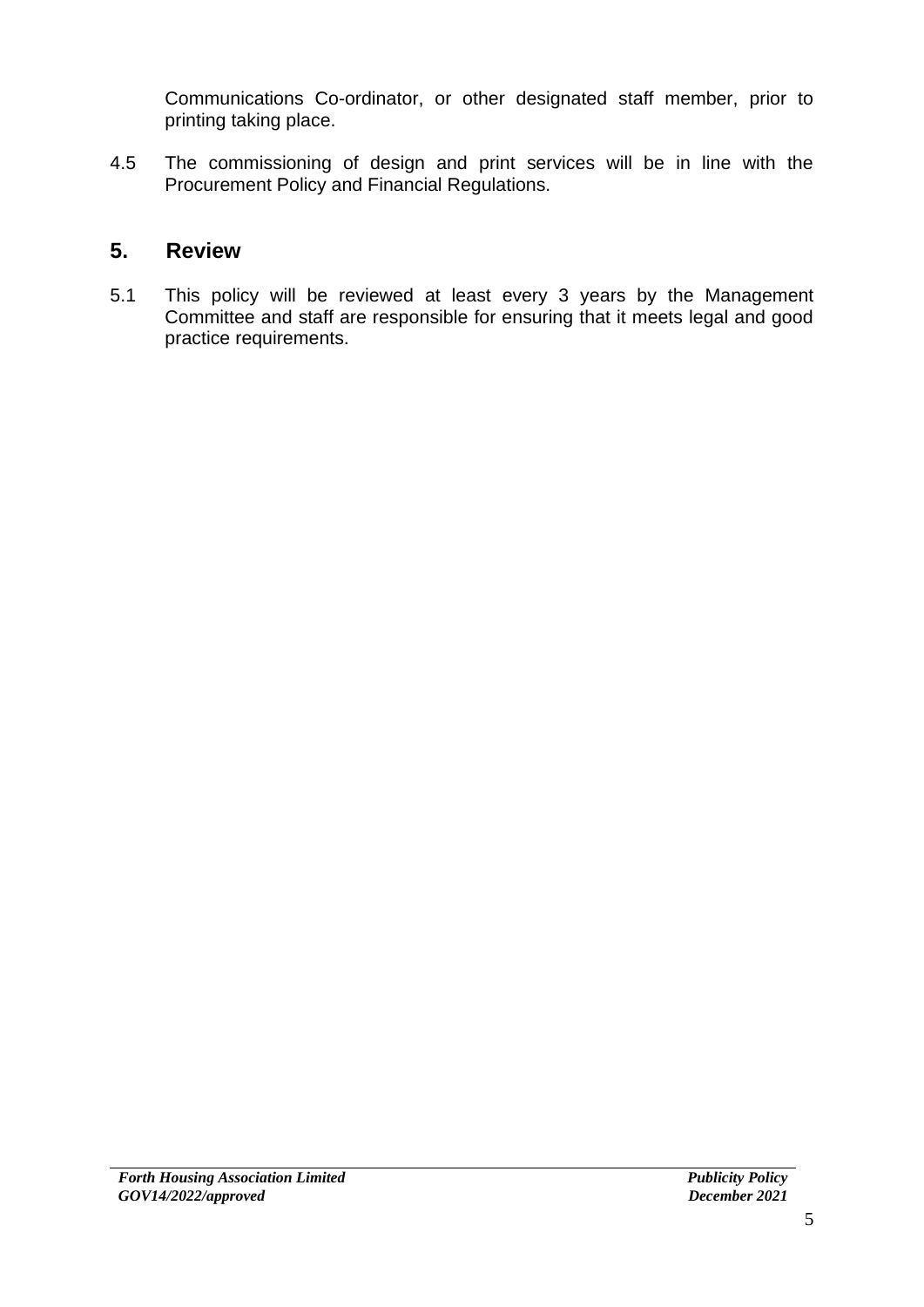Communications Co-ordinator, or other designated staff member, prior to printing taking place.

4.5 The commissioning of design and print services will be in line with the Procurement Policy and Financial Regulations.

## 5. Review

5.1 This policy will be reviewed at least every 3 years by the Management Committee and staff are responsible for ensuring that it meets legal and good practice requirements.